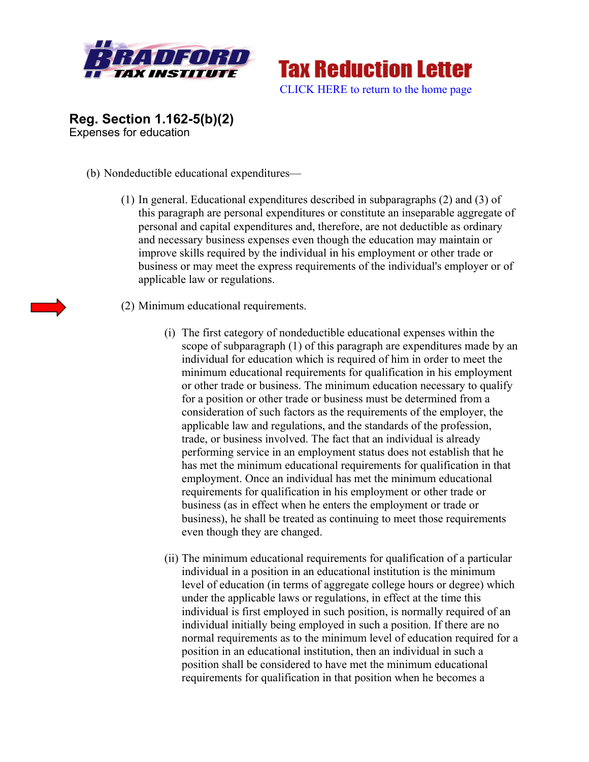Tax Reduction Letter

CLICK HERE to return to the home page

# Reg. Section 1.162-5(b)(2)

Expenses for education

(b) Nondeductible educational expenditures—

(1) In general. Educational expenditures described in subparagraphs (2) and (3) of this paragraph are personal expenditures or constitute an inseparable aggregate of personal and capital expenditures and, therefore, are not deductible as ordinary and necessary business expenses even though the education may maintain or improve skills required by the individual in his employment or other trade or business or may meet the express requirements of the individual's employer or of applicable law or regulations.

(2) Minimum educational requirements.

(i) The first category of nondeductible educational expenses within the scope of subparagraph (1) of this paragraph are expenditures made by an individual for education which is required of him in order to meet the minimum educational requirements for qualification in his employment or other trade or business. The minimum education necessary to qualify for a position or other trade or business must be determined from a consideration of such factors as the requirements of the employer, the applicable law and regulations, and the standards of the profession, trade, or business involved. The fact that an individual is already performing service in an employment status does not establish that he has met the minimum educational requirements for qualification in that employment. Once an individual has met the minimum educational requirements for qualification in his employment or other trade or business (as in effect when he enters the employment or trade or business), he shall be treated as continuing to meet those requirements even though they are changed.

(ii) The minimum educational requirements for qualification of a particular individual in a position in an educational institution is the minimum level of education (in terms of aggregate college hours or degree) which under the applicable laws or regulations, in effect at the time this individual is first employed in such position, is normally required of an individual initially being employed in such a position. If there are no normal requirements as to the minimum level of education required for a position in an educational institution, then an individual in such a position shall be considered to have met the minimum educational requirements for qualification in that position when he becomes a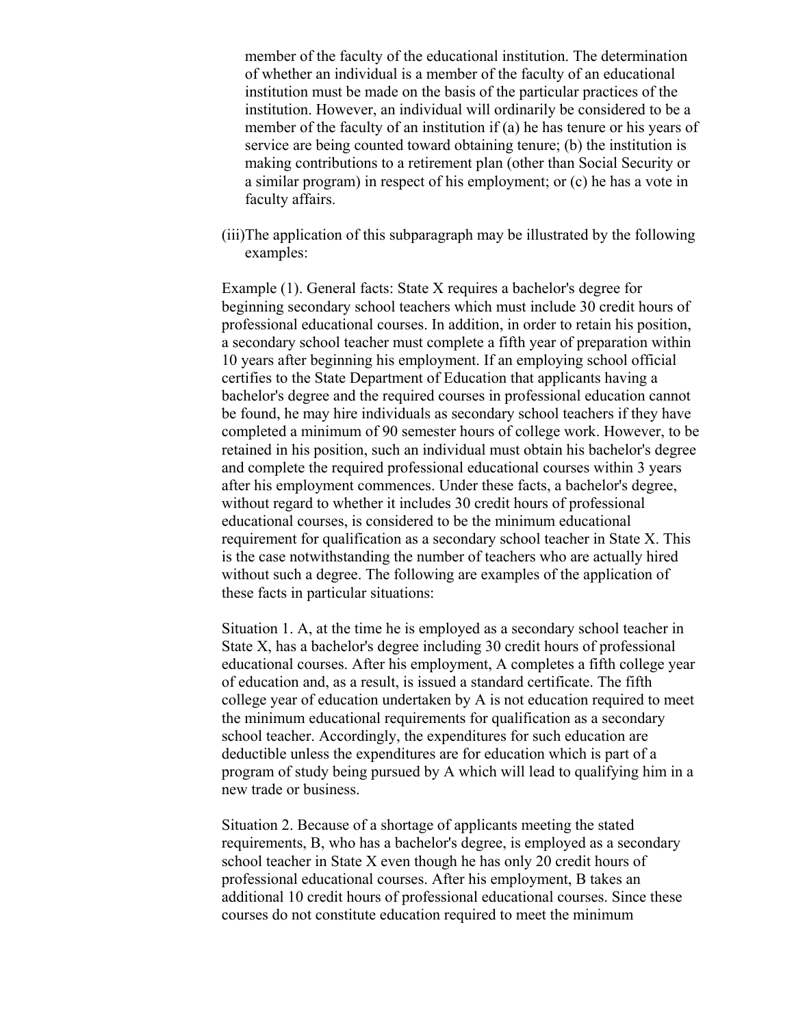member of the faculty of the educational institution. The determination of whether an individual is a member of the faculty of an educational institution must be made on the basis of the particular practices of the institution. However, an individual will ordinarily be considered to be a member of the faculty of an institution if (a) he has tenure or his years of service are being counted toward obtaining tenure; (b) the institution is making contributions to a retirement plan (other than Social Security or a similar program) in respect of his employment; or (c) he has a vote in faculty affairs.

(iii) The application of this subparagraph may be illustrated by the following examples:

Example (1). General facts: State X requires a bachelor's degree for beginning secondary school teachers which must include 30 credit hours of professional educational courses. In addition, in order to retain his position, a secondary school teacher must complete a fifth year of preparation within 10 years after beginning his employment. If an employing school official certifies to the State Department of Education that applicants having a bachelor's degree and the required courses in professional education cannot be found, he may hire individuals as secondary school teachers if they have completed a minimum of 90 semester hours of college work. However, to be retained in his position, such an individual must obtain his bachelor's degree and complete the required professional educational courses within 3 years after his employment commences. Under these facts, a bachelor's degree, without regard to whether it includes 30 credit hours of professional educational courses, is considered to be the minimum educational requirement for qualification as a secondary school teacher in State X. This is the case notwithstanding the number of teachers who are actually hired without such a degree. The following are examples of the application of these facts in particular situations:

Situation 1. A, at the time he is employed as a secondary school teacher in State X, has a bachelor's degree including 30 credit hours of professional educational courses. After his employment, A completes a fifth college year of education and, as a result, is issued a standard certificate. The fifth college year of education undertaken by A is not education required to meet the minimum educational requirements for qualification as a secondary school teacher. Accordingly, the expenditures for such education are deductible unless the expenditures are for education which is part of a program of study being pursued by A which will lead to qualifying him in a new trade or business.

Situation 2. Because of a shortage of applicants meeting the stated requirements, B, who has a bachelor's degree, is employed as a secondary school teacher in State X even though he has only 20 credit hours of professional educational courses. After his employment, B takes an additional 10 credit hours of professional educational courses. Since these courses do not constitute education required to meet the minimum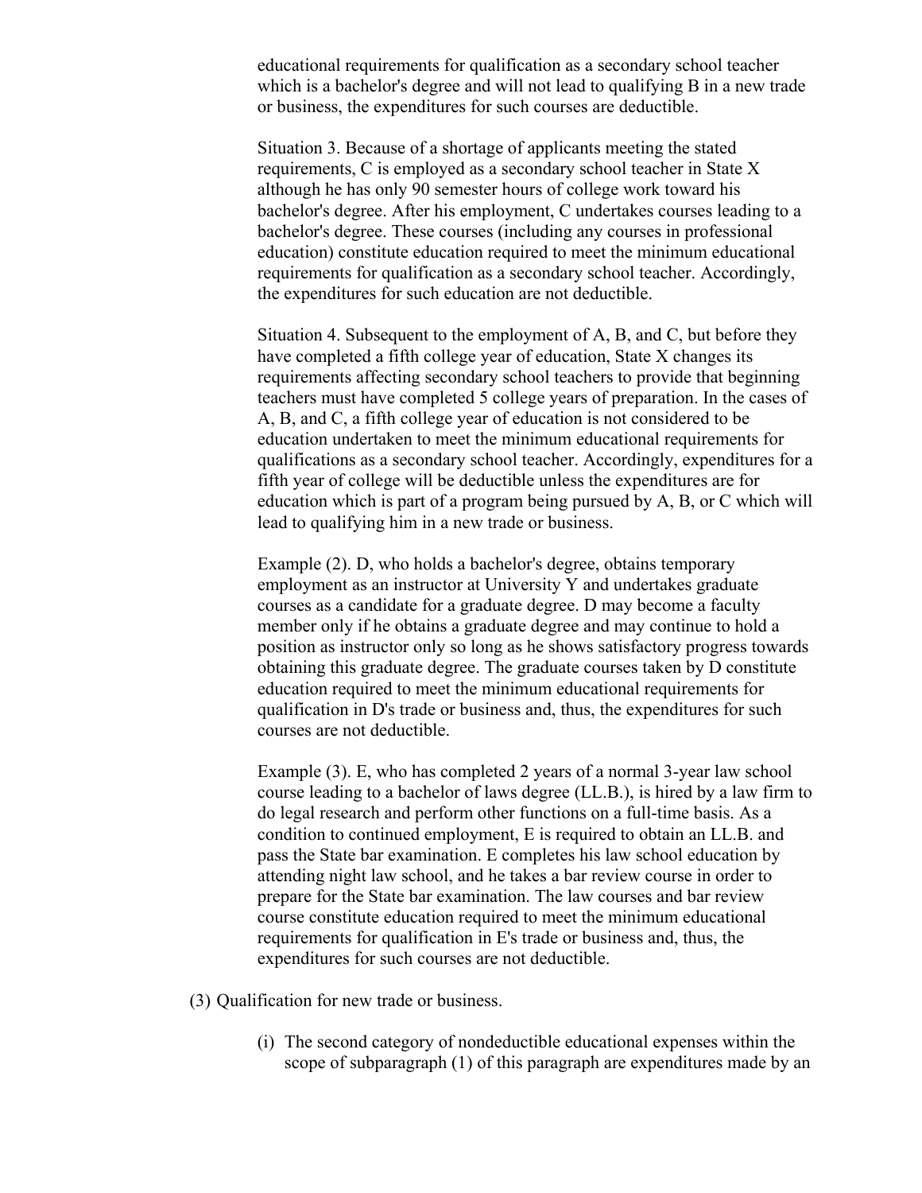educational requirements for qualification as a secondary school teacher which is a bachelor's degree and will not lead to qualifying B in a new trade or business, the expenditures for such courses are deductible.

Situation 3. Because of a shortage of applicants meeting the stated requirements, C is employed as a secondary school teacher in State X although he has only 90 semester hours of college work toward his bachelor's degree. After his employment, C undertakes courses leading to a bachelor's degree. These courses (including any courses in professional education) constitute education required to meet the minimum educational requirements for qualification as a secondary school teacher. Accordingly, the expenditures for such education are not deductible.

Situation 4. Subsequent to the employment of A, B, and C, but before they have completed a fifth college year of education, State X changes its requirements affecting secondary school teachers to provide that beginning teachers must have completed 5 college years of preparation. In the cases of A, B, and C, a fifth college year of education is not considered to be education undertaken to meet the minimum educational requirements for qualifications as a secondary school teacher. Accordingly, expenditures for a fifth year of college will be deductible unless the expenditures are for education which is part of a program being pursued by A, B, or C which will lead to qualifying him in a new trade or business.

Example (2). D, who holds a bachelor's degree, obtains temporary employment as an instructor at University Y and undertakes graduate courses as a candidate for a graduate degree. D may become a faculty member only if he obtains a graduate degree and may continue to hold a position as instructor only so long as he shows satisfactory progress towards obtaining this graduate degree. The graduate courses taken by D constitute education required to meet the minimum educational requirements for qualification in D's trade or business and, thus, the expenditures for such courses are not deductible.

Example (3). E, who has completed 2 years of a normal 3-year law school course leading to a bachelor of laws degree (LL.B.), is hired by a law firm to do legal research and perform other functions on a full-time basis. As a condition to continued employment, E is required to obtain an LL.B. and pass the State bar examination. E completes his law school education by attending night law school, and he takes a bar review course in order to prepare for the State bar examination. The law courses and bar review course constitute education required to meet the minimum educational requirements for qualification in E's trade or business and, thus, the expenditures for such courses are not deductible.

(3) Qualification for new trade or business.

(i) The second category of nondeductible educational expenses within the scope of subparagraph (1) of this paragraph are expenditures made by an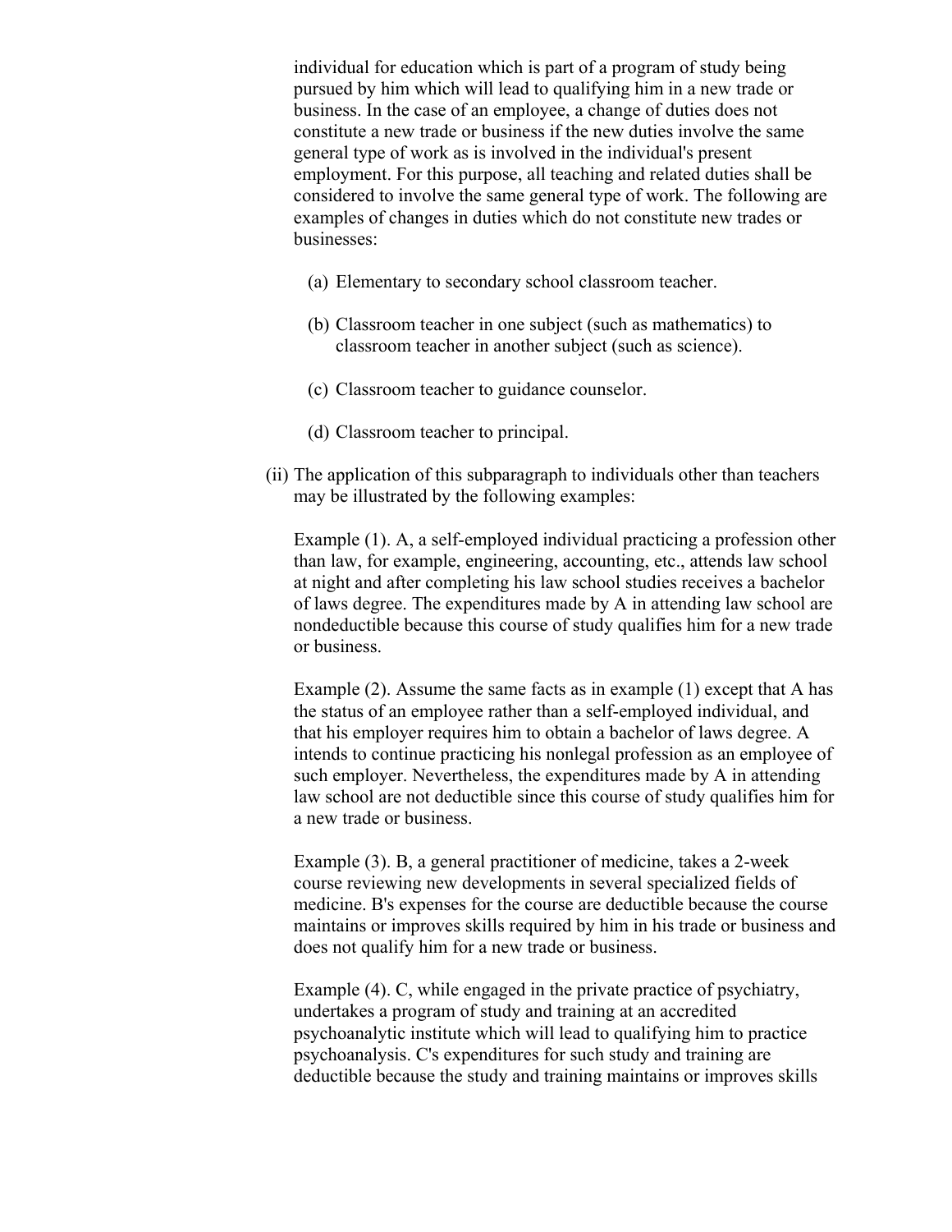individual for education which is part of a program of study being pursued by him which will lead to qualifying him in a new trade or business. In the case of an employee, a change of duties does not constitute a new trade or business if the new duties involve the same general type of work as is involved in the individual's present employment. For this purpose, all teaching and related duties shall be considered to involve the same general type of work. The following are examples of changes in duties which do not constitute new trades or businesses:

(a) Elementary to secondary school classroom teacher.

(b) Classroom teacher in one subject (such as mathematics) to classroom teacher in another subject (such as science).

(c) Classroom teacher to guidance counselor.

(d) Classroom teacher to principal.

(ii) The application of this subparagraph to individuals other than teachers may be illustrated by the following examples:

Example (1). A, a self-employed individual practicing a profession other than law, for example, engineering, accounting, etc., attends law school at night and after completing his law school studies receives a bachelor of laws degree. The expenditures made by A in attending law school are nondeductible because this course of study qualifies him for a new trade or business.

Example (2). Assume the same facts as in example (1) except that A has the status of an employee rather than a self-employed individual, and that his employer requires him to obtain a bachelor of laws degree. A intends to continue practicing his nonlegal profession as an employee of such employer. Nevertheless, the expenditures made by A in attending law school are not deductible since this course of study qualifies him for a new trade or business.

Example (3). B, a general practitioner of medicine, takes a 2-week course reviewing new developments in several specialized fields of medicine. B's expenses for the course are deductible because the course maintains or improves skills required by him in his trade or business and does not qualify him for a new trade or business.

Example (4). C, while engaged in the private practice of psychiatry, undertakes a program of study and training at an accredited psychoanalytic institute which will lead to qualifying him to practice psychoanalysis. C's expenditures for such study and training are deductible because the study and training maintains or improves skills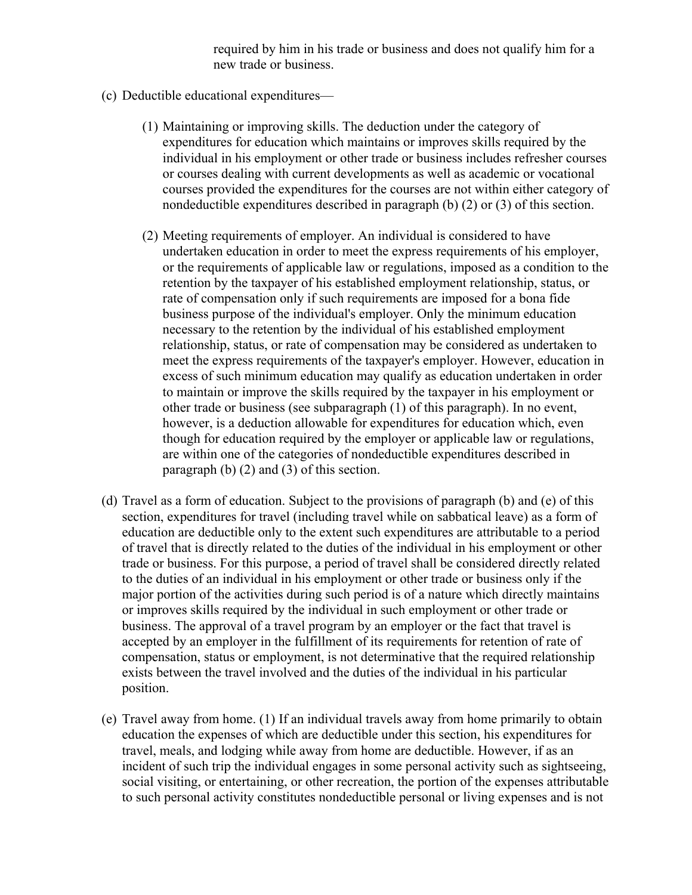required by him in his trade or business and does not qualify him for a new trade or business.

(c) Deductible educational expenditures—

(1) Maintaining or improving skills. The deduction under the category of expenditures for education which maintains or improves skills required by the individual in his employment or other trade or business includes refresher courses or courses dealing with current developments as well as academic or vocational courses provided the expenditures for the courses are not within either category of nondeductible expenditures described in paragraph (b) (2) or (3) of this section.

(2) Meeting requirements of employer. An individual is considered to have undertaken education in order to meet the express requirements of his employer, or the requirements of applicable law or regulations, imposed as a condition to the retention by the taxpayer of his established employment relationship, status, or rate of compensation only if such requirements are imposed for a bona fide business purpose of the individual's employer. Only the minimum education necessary to the retention by the individual of his established employment relationship, status, or rate of compensation may be considered as undertaken to meet the express requirements of the taxpayer's employer. However, education in excess of such minimum education may qualify as education undertaken in order to maintain or improve the skills required by the taxpayer in his employment or other trade or business (see subparagraph (1) of this paragraph). In no event, however, is a deduction allowable for expenditures for education which, even though for education required by the employer or applicable law or regulations, are within one of the categories of nondeductible expenditures described in paragraph (b) (2) and (3) of this section.

(d) Travel as a form of education. Subject to the provisions of paragraph (b) and (e) of this section, expenditures for travel (including travel while on sabbatical leave) as a form of education are deductible only to the extent such expenditures are attributable to a period of travel that is directly related to the duties of the individual in his employment or other trade or business. For this purpose, a period of travel shall be considered directly related to the duties of an individual in his employment or other trade or business only if the major portion of the activities during such period is of a nature which directly maintains or improves skills required by the individual in such employment or other trade or business. The approval of a travel program by an employer or the fact that travel is accepted by an employer in the fulfillment of its requirements for retention of rate of compensation, status or employment, is not determinative that the required relationship exists between the travel involved and the duties of the individual in his particular position.

(e) Travel away from home. (1) If an individual travels away from home primarily to obtain education the expenses of which are deductible under this section, his expenditures for travel, meals, and lodging while away from home are deductible. However, if as an incident of such trip the individual engages in some personal activity such as sightseeing, social visiting, or entertaining, or other recreation, the portion of the expenses attributable to such personal activity constitutes nondeductible personal or living expenses and is not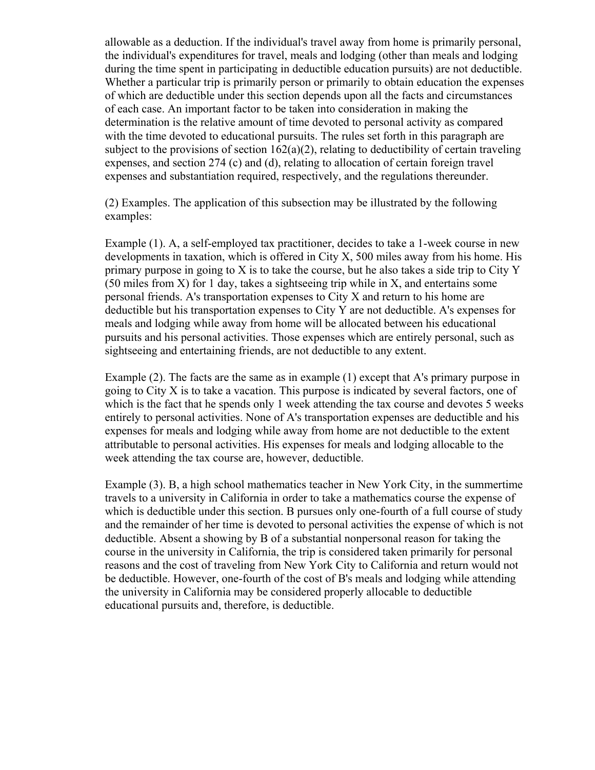allowable as a deduction. If the individual's travel away from home is primarily personal, the individual's expenditures for travel, meals and lodging (other than meals and lodging during the time spent in participating in deductible education pursuits) are not deductible. Whether a particular trip is primarily person or primarily to obtain education the expenses of which are deductible under this section depends upon all the facts and circumstances of each case. An important factor to be taken into consideration in making the determination is the relative amount of time devoted to personal activity as compared with the time devoted to educational pursuits. The rules set forth in this paragraph are subject to the provisions of section 162(a)(2), relating to deductibility of certain traveling expenses, and section 274 (c) and (d), relating to allocation of certain foreign travel expenses and substantiation required, respectively, and the regulations thereunder.

(2) Examples. The application of this subsection may be illustrated by the following examples:

Example (1). A, a self-employed tax practitioner, decides to take a 1-week course in new developments in taxation, which is offered in City X, 500 miles away from his home. His primary purpose in going to X is to take the course, but he also takes a side trip to City Y (50 miles from X) for 1 day, takes a sightseeing trip while in X, and entertains some personal friends. A's transportation expenses to City X and return to his home are deductible but his transportation expenses to City Y are not deductible. A's expenses for meals and lodging while away from home will be allocated between his educational pursuits and his personal activities. Those expenses which are entirely personal, such as sightseeing and entertaining friends, are not deductible to any extent.

Example (2). The facts are the same as in example (1) except that A's primary purpose in going to City X is to take a vacation. This purpose is indicated by several factors, one of which is the fact that he spends only 1 week attending the tax course and devotes 5 weeks entirely to personal activities. None of A's transportation expenses are deductible and his expenses for meals and lodging while away from home are not deductible to the extent attributable to personal activities. His expenses for meals and lodging allocable to the week attending the tax course are, however, deductible.

Example (3). B, a high school mathematics teacher in New York City, in the summertime travels to a university in California in order to take a mathematics course the expense of which is deductible under this section. B pursues only one-fourth of a full course of study and the remainder of her time is devoted to personal activities the expense of which is not deductible. Absent a showing by B of a substantial nonpersonal reason for taking the course in the university in California, the trip is considered taken primarily for personal reasons and the cost of traveling from New York City to California and return would not be deductible. However, one-fourth of the cost of B's meals and lodging while attending the university in California may be considered properly allocable to deductible educational pursuits and, therefore, is deductible.